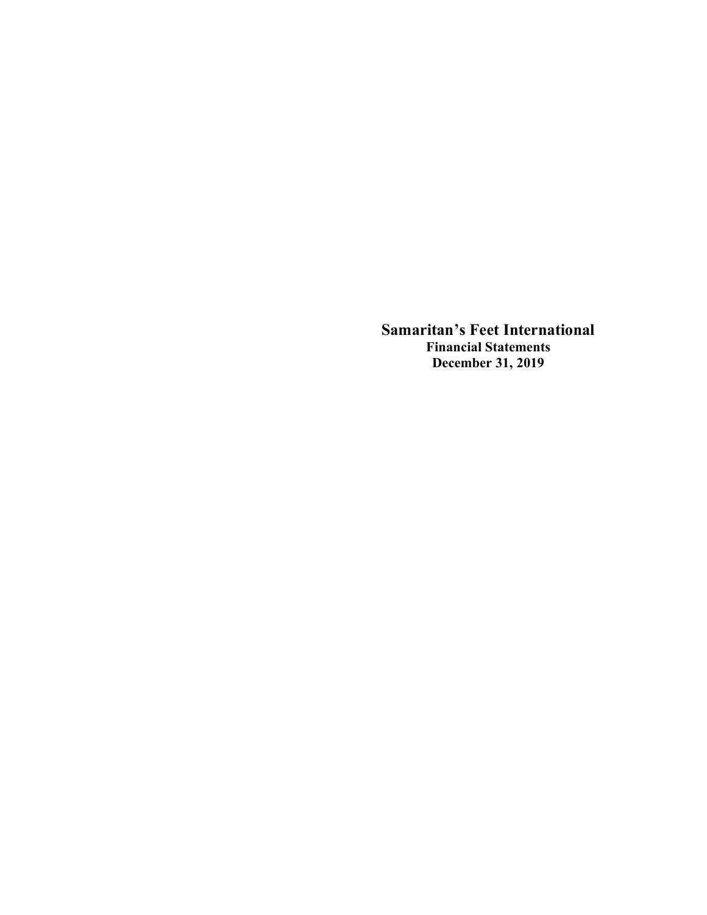# Samaritan's Feet International

**Financial Statements**

**December 31, 2019**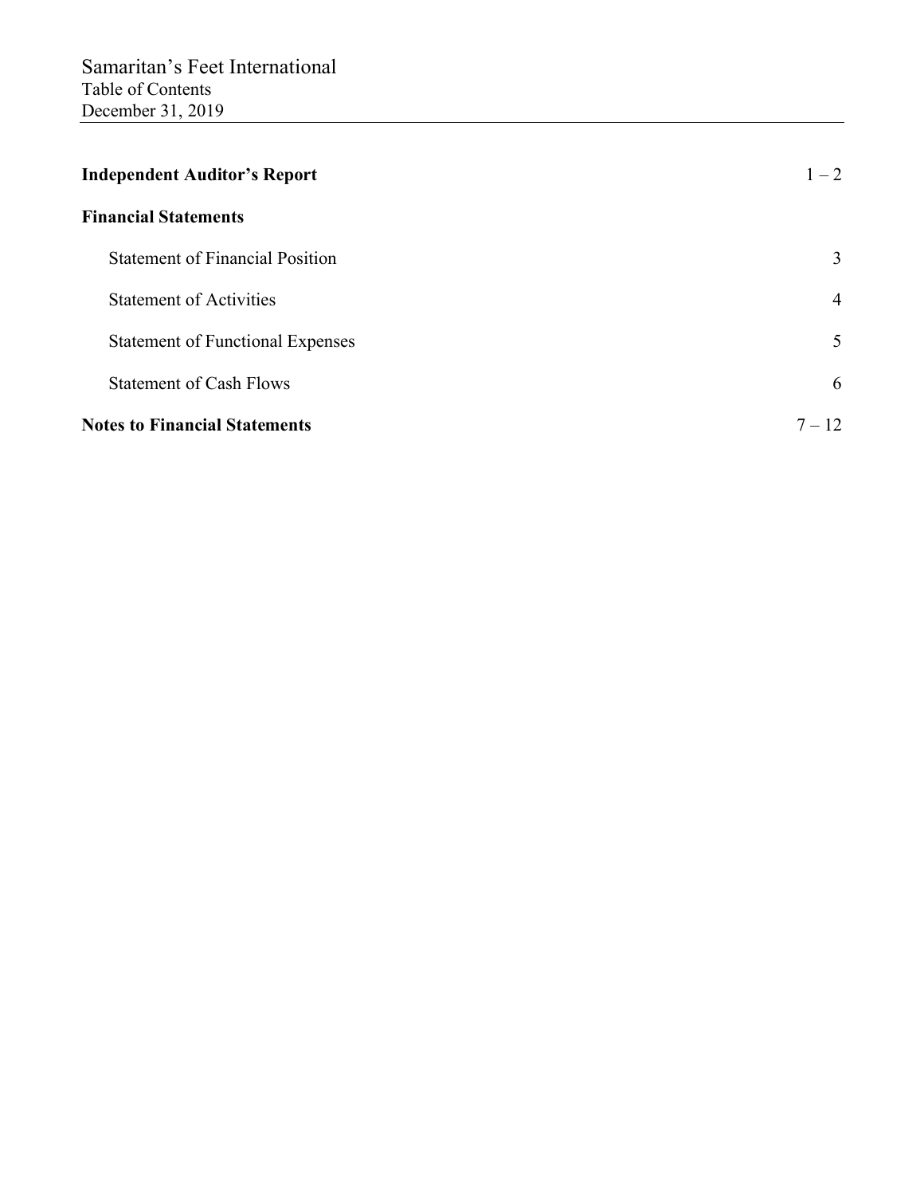# Samaritan's Feet International

Table of Contents

December 31, 2019

| | |
|---|---|
| **Independent Auditor's Report** | 1 – 2 |
| **Financial Statements** | |
| Statement of Financial Position | 3 |
| Statement of Activities | 4 |
| Statement of Functional Expenses | 5 |
| Statement of Cash Flows | 6 |
| **Notes to Financial Statements** | 7 – 12 |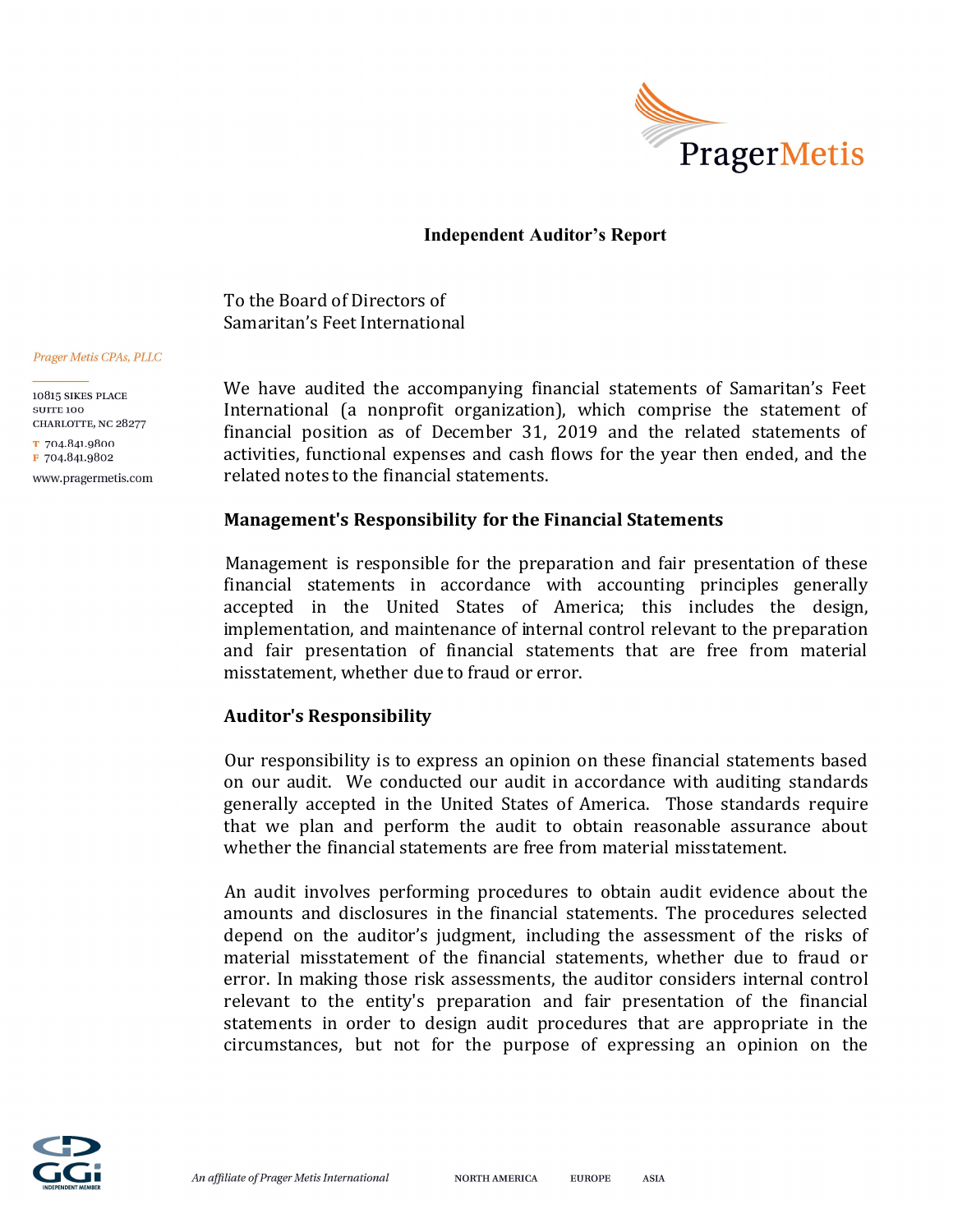## Independent Auditor's Report

To the Board of Directors of
Samaritan's Feet International

*Prager Metis CPAs, PLLC*

10815 SIKES PLACE
SUITE 100
CHARLOTTE, NC 28277
T 704.841.9800
F 704.841.9802
www.pragermetis.com

We have audited the accompanying financial statements of Samaritan's Feet International (a nonprofit organization), which comprise the statement of financial position as of December 31, 2019 and the related statements of activities, functional expenses and cash flows for the year then ended, and the related notes to the financial statements.

### Management's Responsibility for the Financial Statements

Management is responsible for the preparation and fair presentation of these financial statements in accordance with accounting principles generally accepted in the United States of America; this includes the design, implementation, and maintenance of internal control relevant to the preparation and fair presentation of financial statements that are free from material misstatement, whether due to fraud or error.

### Auditor's Responsibility

Our responsibility is to express an opinion on these financial statements based on our audit. We conducted our audit in accordance with auditing standards generally accepted in the United States of America. Those standards require that we plan and perform the audit to obtain reasonable assurance about whether the financial statements are free from material misstatement.

An audit involves performing procedures to obtain audit evidence about the amounts and disclosures in the financial statements. The procedures selected depend on the auditor's judgment, including the assessment of the risks of material misstatement of the financial statements, whether due to fraud or error. In making those risk assessments, the auditor considers internal control relevant to the entity's preparation and fair presentation of the financial statements in order to design audit procedures that are appropriate in the circumstances, but not for the purpose of expressing an opinion on the

*An affiliate of Prager Metis International* NORTH AMERICA EUROPE ASIA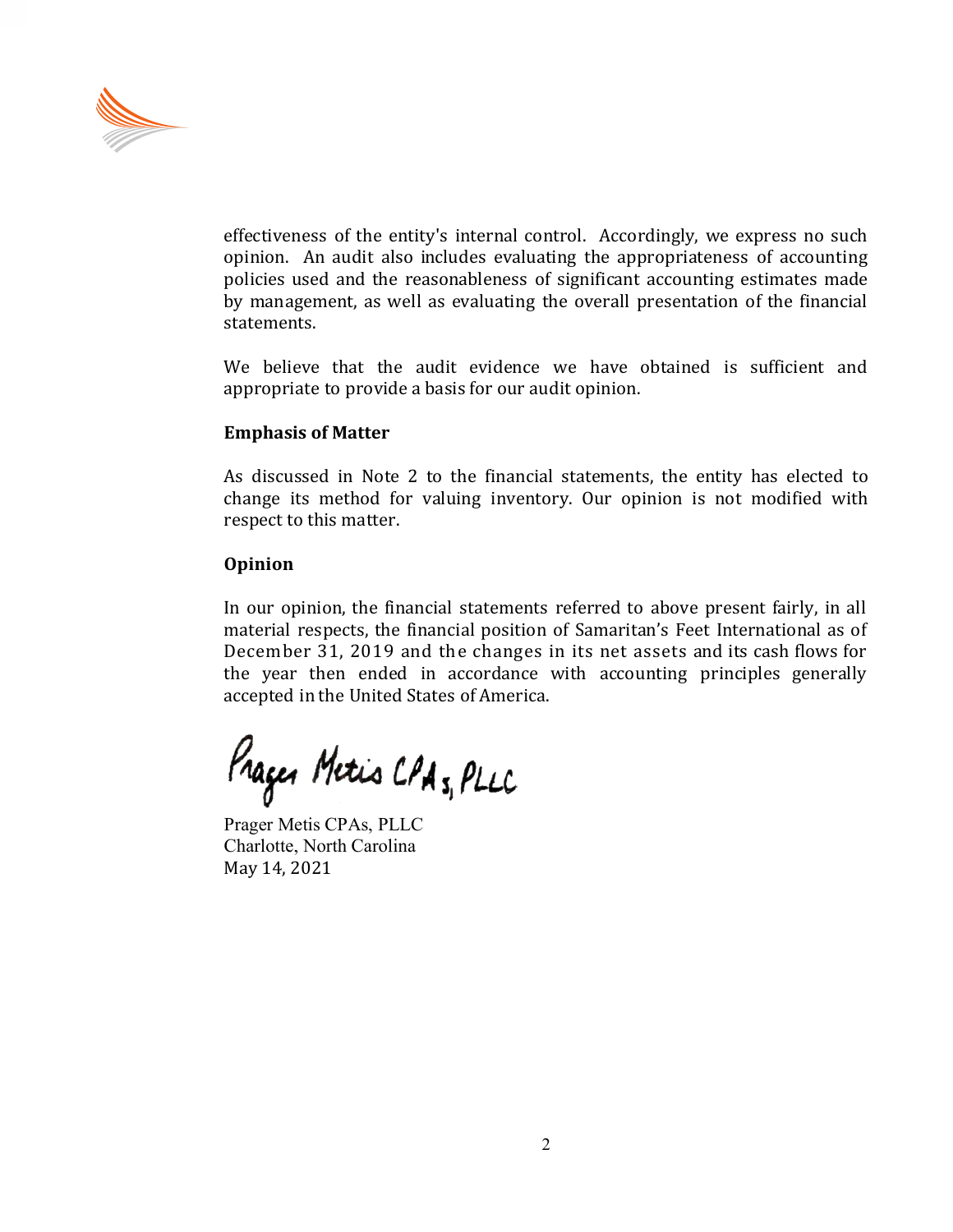effectiveness of the entity's internal control. Accordingly, we express no such opinion. An audit also includes evaluating the appropriateness of accounting policies used and the reasonableness of significant accounting estimates made by management, as well as evaluating the overall presentation of the financial statements.

We believe that the audit evidence we have obtained is sufficient and appropriate to provide a basis for our audit opinion.

**Emphasis of Matter**

As discussed in Note 2 to the financial statements, the entity has elected to change its method for valuing inventory. Our opinion is not modified with respect to this matter.

**Opinion**

In our opinion, the financial statements referred to above present fairly, in all material respects, the financial position of Samaritan's Feet International as of December 31, 2019 and the changes in its net assets and its cash flows for the year then ended in accordance with accounting principles generally accepted in the United States of America.

Prager Metis CPAs, PLLC

Prager Metis CPAs, PLLC
Charlotte, North Carolina
May 14, 2021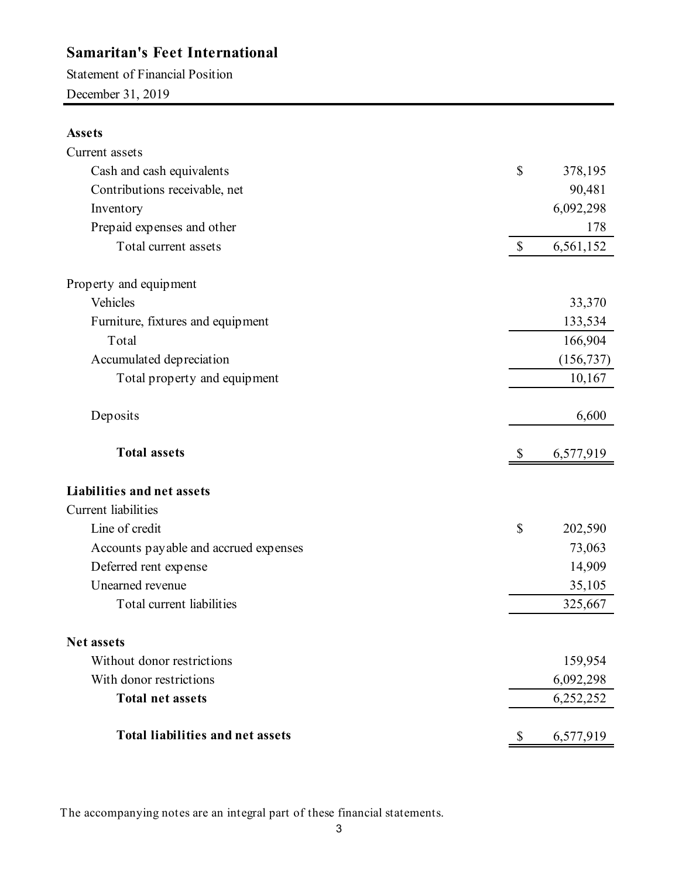# Samaritan's Feet International

Statement of Financial Position

December 31, 2019

| | | |
|---|---|---|
| **Assets** | | |
| Current assets | | |
| Cash and cash equivalents | $ | 378,195 |
| Contributions receivable, net | | 90,481 |
| Inventory | | 6,092,298 |
| Prepaid expenses and other | | 178 |
| Total current assets | $ | 6,561,152 |
| | | |
| Property and equipment | | |
| Vehicles | | 33,370 |
| Furniture, fixtures and equipment | | 133,534 |
| Total | | 166,904 |
| Accumulated depreciation | | (156,737) |
| Total property and equipment | | 10,167 |
| | | |
| Deposits | | 6,600 |
| | | |
| **Total assets** | $ | 6,577,919 |
| | | |
| **Liabilities and net assets** | | |
| Current liabilities | | |
| Line of credit | $ | 202,590 |
| Accounts payable and accrued expenses | | 73,063 |
| Deferred rent expense | | 14,909 |
| Unearned revenue | | 35,105 |
| Total current liabilities | | 325,667 |
| | | |
| **Net assets** | | |
| Without donor restrictions | | 159,954 |
| With donor restrictions | | 6,092,298 |
| **Total net assets** | | 6,252,252 |
| | | |
| **Total liabilities and net assets** | $ | 6,577,919 |

The accompanying notes are an integral part of these financial statements.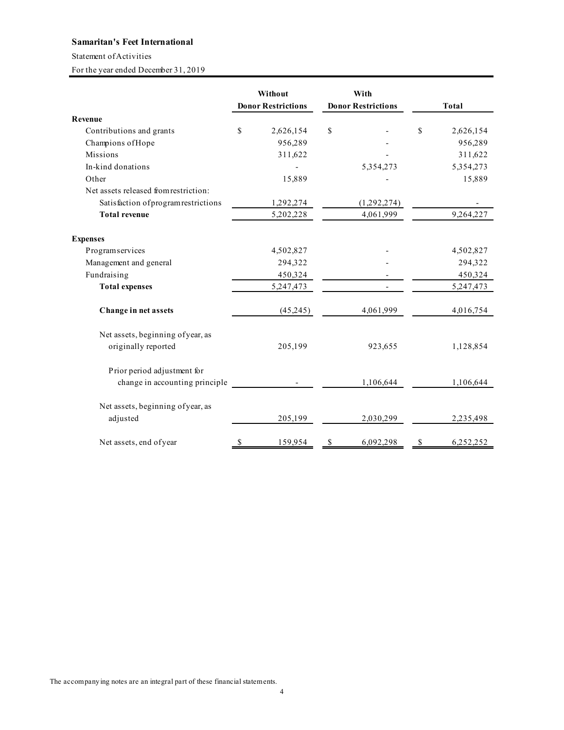**Samaritan's Feet International**

Statement of Activities

For the year ended December 31, 2019

| | Without Donor Restrictions | With Donor Restrictions | Total |
|---|---|---|---|
| **Revenue** | | | |
| Contributions and grants | $ 2,626,154 | $ - | $ 2,626,154 |
| Champions of Hope | 956,289 | - | 956,289 |
| Missions | 311,622 | - | 311,622 |
| In-kind donations | - | 5,354,273 | 5,354,273 |
| Other | 15,889 | - | 15,889 |
| Net assets released from restriction: | | | |
| Satisfaction of program restrictions | 1,292,274 | (1,292,274) | - |
| **Total revenue** | 5,202,228 | 4,061,999 | 9,264,227 |
| **Expenses** | | | |
| Program services | 4,502,827 | - | 4,502,827 |
| Management and general | 294,322 | - | 294,322 |
| Fundraising | 450,324 | - | 450,324 |
| **Total expenses** | 5,247,473 | - | 5,247,473 |
| **Change in net assets** | (45,245) | 4,061,999 | 4,016,754 |
| Net assets, beginning of year, as originally reported | 205,199 | 923,655 | 1,128,854 |
| Prior period adjustment for change in accounting principle | - | 1,106,644 | 1,106,644 |
| Net assets, beginning of year, as adjusted | 205,199 | 2,030,299 | 2,235,498 |
| Net assets, end of year | $ 159,954 | $ 6,092,298 | $ 6,252,252 |

The accompanying notes are an integral part of these financial statements.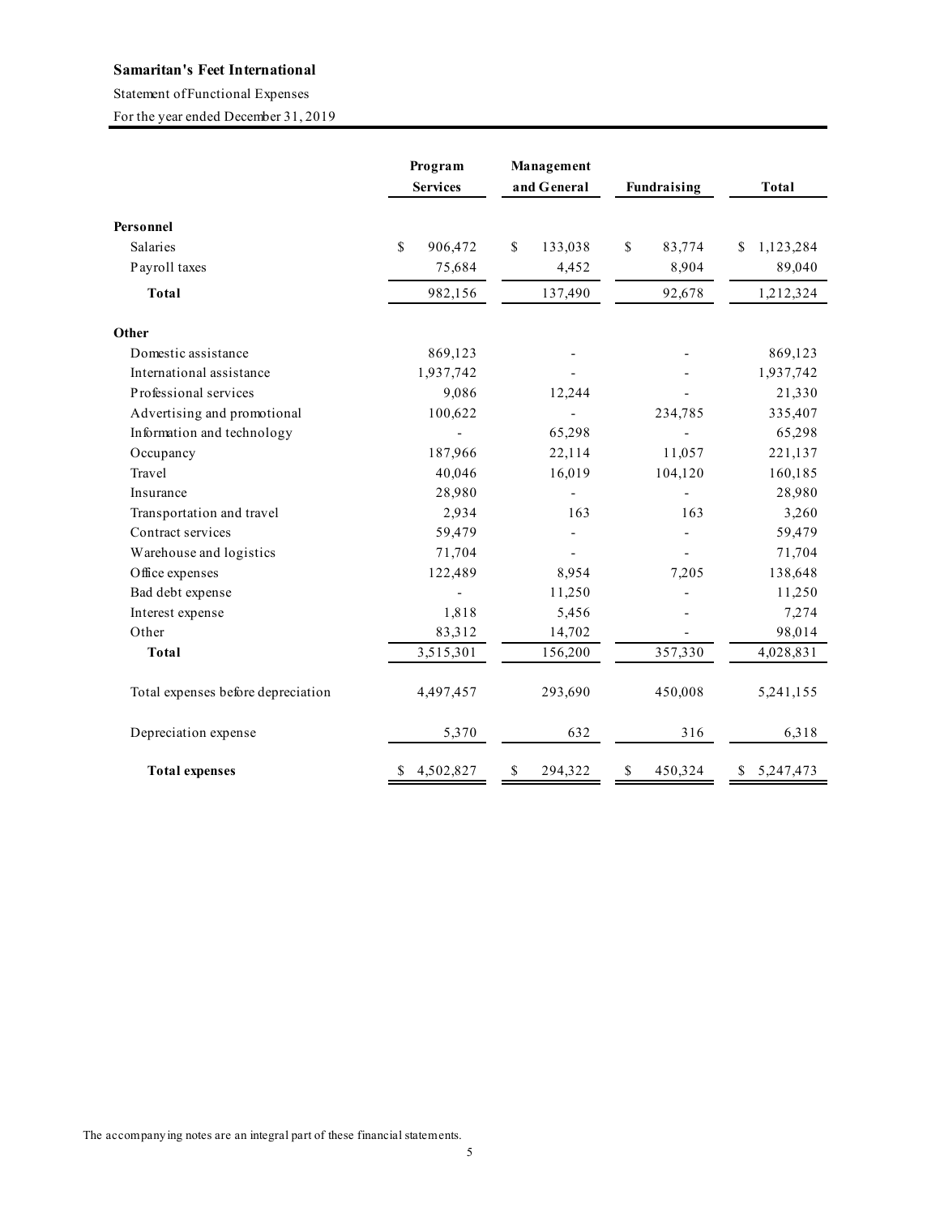**Samaritan's Feet International**

Statement of Functional Expenses

For the year ended December 31, 2019

| | Program Services | Management and General | Fundraising | Total |
|---|---|---|---|---|
| **Personnel** | | | | |
| Salaries | $ 906,472 | $ 133,038 | $ 83,774 | $ 1,123,284 |
| Payroll taxes | 75,684 | 4,452 | 8,904 | 89,040 |
| **Total** | 982,156 | 137,490 | 92,678 | 1,212,324 |
| **Other** | | | | |
| Domestic assistance | 869,123 | - | - | 869,123 |
| International assistance | 1,937,742 | - | - | 1,937,742 |
| Professional services | 9,086 | 12,244 | - | 21,330 |
| Advertising and promotional | 100,622 | - | 234,785 | 335,407 |
| Information and technology | - | 65,298 | - | 65,298 |
| Occupancy | 187,966 | 22,114 | 11,057 | 221,137 |
| Travel | 40,046 | 16,019 | 104,120 | 160,185 |
| Insurance | 28,980 | - | - | 28,980 |
| Transportation and travel | 2,934 | 163 | 163 | 3,260 |
| Contract services | 59,479 | - | - | 59,479 |
| Warehouse and logistics | 71,704 | - | - | 71,704 |
| Office expenses | 122,489 | 8,954 | 7,205 | 138,648 |
| Bad debt expense | - | 11,250 | - | 11,250 |
| Interest expense | 1,818 | 5,456 | - | 7,274 |
| Other | 83,312 | 14,702 | - | 98,014 |
| **Total** | 3,515,301 | 156,200 | 357,330 | 4,028,831 |
| Total expenses before depreciation | 4,497,457 | 293,690 | 450,008 | 5,241,155 |
| Depreciation expense | 5,370 | 632 | 316 | 6,318 |
| **Total expenses** | $ 4,502,827 | $ 294,322 | $ 450,324 | $ 5,247,473 |

The accompanying notes are an integral part of these financial statements.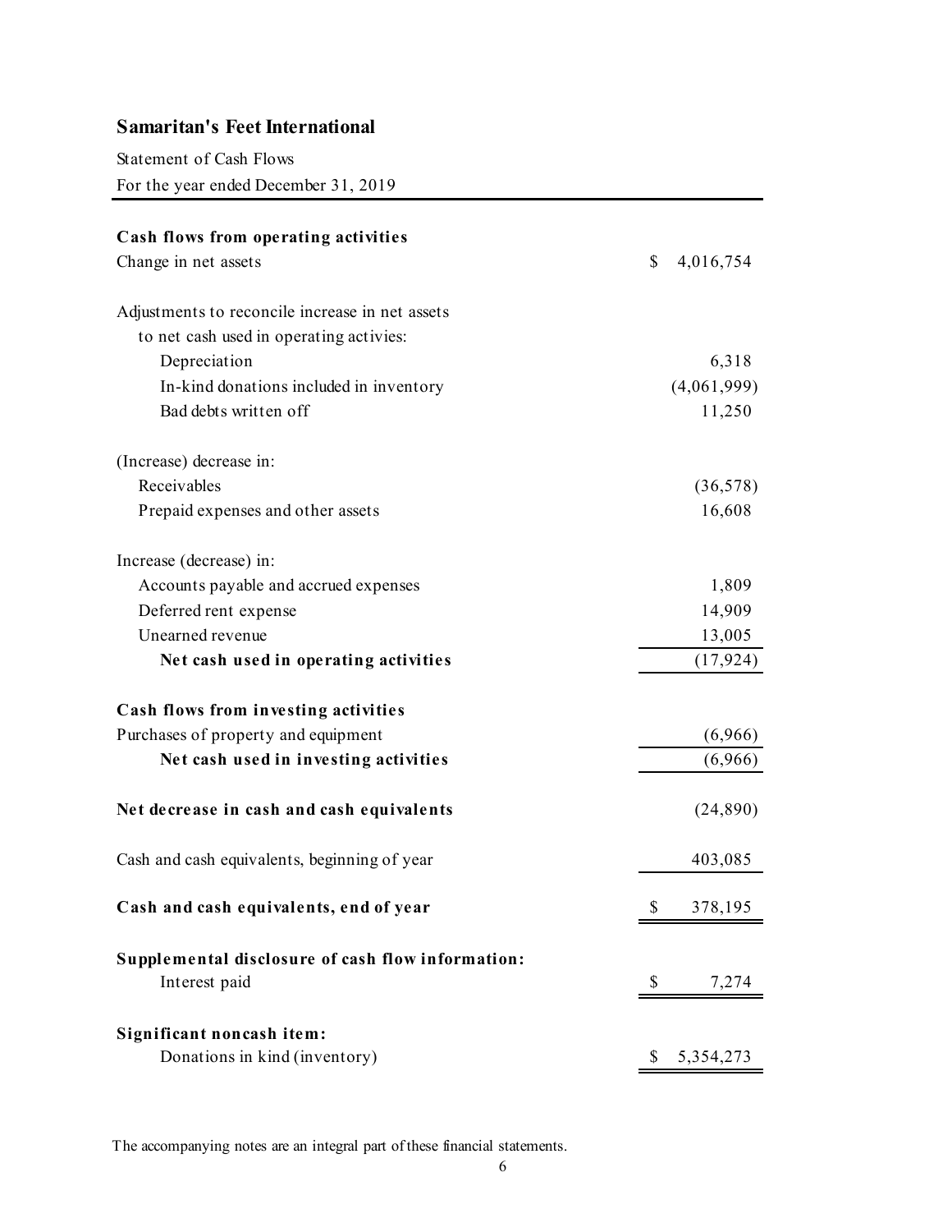## Samaritan's Feet International

Statement of Cash Flows

For the year ended December 31, 2019

| | |
|---|---|
| **Cash flows from operating activities** | |
| Change in net assets | $ 4,016,754 |
| | |
| Adjustments to reconcile increase in net assets to net cash used in operating activies: | |
| Depreciation | 6,318 |
| In-kind donations included in inventory | (4,061,999) |
| Bad debts written off | 11,250 |
| | |
| (Increase) decrease in: | |
| Receivables | (36,578) |
| Prepaid expenses and other assets | 16,608 |
| | |
| Increase (decrease) in: | |
| Accounts payable and accrued expenses | 1,809 |
| Deferred rent expense | 14,909 |
| Unearned revenue | 13,005 |
| **Net cash used in operating activities** | (17,924) |
| | |
| **Cash flows from investing activities** | |
| Purchases of property and equipment | (6,966) |
| **Net cash used in investing activities** | (6,966) |
| | |
| **Net decrease in cash and cash equivalents** | (24,890) |
| | |
| Cash and cash equivalents, beginning of year | 403,085 |
| | |
| **Cash and cash equivalents, end of year** | $ 378,195 |
| | |
| **Supplemental disclosure of cash flow information:** | |
| Interest paid | $ 7,274 |
| | |
| **Significant noncash item:** | |
| Donations in kind (inventory) | $ 5,354,273 |

The accompanying notes are an integral part of these financial statements.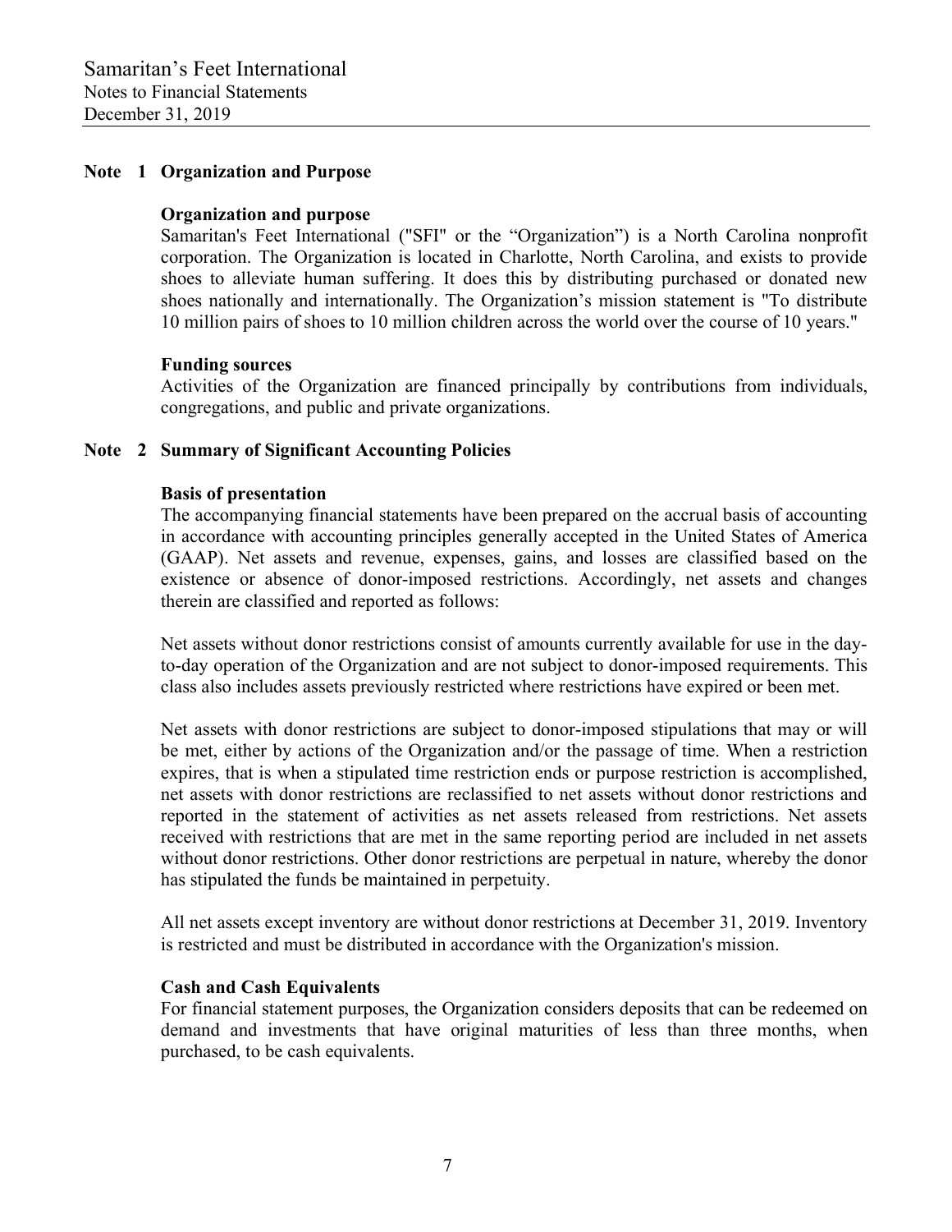## Note 1 Organization and Purpose

### Organization and purpose

Samaritan's Feet International ("SFI" or the "Organization") is a North Carolina nonprofit corporation. The Organization is located in Charlotte, North Carolina, and exists to provide shoes to alleviate human suffering. It does this by distributing purchased or donated new shoes nationally and internationally. The Organization's mission statement is "To distribute 10 million pairs of shoes to 10 million children across the world over the course of 10 years."

### Funding sources

Activities of the Organization are financed principally by contributions from individuals, congregations, and public and private organizations.

## Note 2 Summary of Significant Accounting Policies

### Basis of presentation

The accompanying financial statements have been prepared on the accrual basis of accounting in accordance with accounting principles generally accepted in the United States of America (GAAP). Net assets and revenue, expenses, gains, and losses are classified based on the existence or absence of donor-imposed restrictions. Accordingly, net assets and changes therein are classified and reported as follows:

Net assets without donor restrictions consist of amounts currently available for use in the day-to-day operation of the Organization and are not subject to donor-imposed requirements. This class also includes assets previously restricted where restrictions have expired or been met.

Net assets with donor restrictions are subject to donor-imposed stipulations that may or will be met, either by actions of the Organization and/or the passage of time. When a restriction expires, that is when a stipulated time restriction ends or purpose restriction is accomplished, net assets with donor restrictions are reclassified to net assets without donor restrictions and reported in the statement of activities as net assets released from restrictions. Net assets received with restrictions that are met in the same reporting period are included in net assets without donor restrictions. Other donor restrictions are perpetual in nature, whereby the donor has stipulated the funds be maintained in perpetuity.

All net assets except inventory are without donor restrictions at December 31, 2019. Inventory is restricted and must be distributed in accordance with the Organization's mission.

### Cash and Cash Equivalents

For financial statement purposes, the Organization considers deposits that can be redeemed on demand and investments that have original maturities of less than three months, when purchased, to be cash equivalents.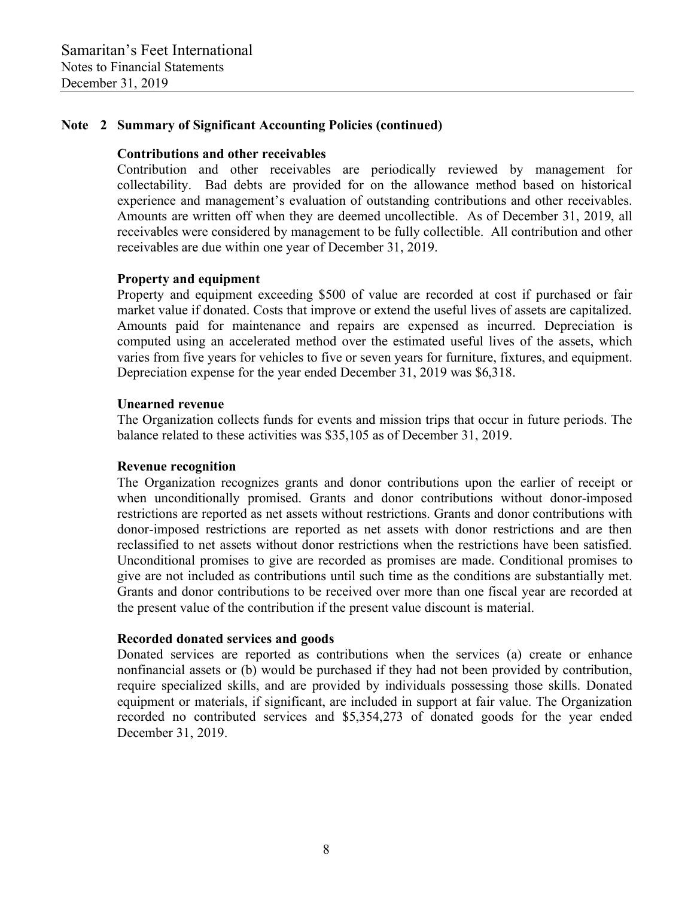Samaritan's Feet International
Notes to Financial Statements
December 31, 2019

## Note 2 Summary of Significant Accounting Policies (continued)

**Contributions and other receivables**

Contribution and other receivables are periodically reviewed by management for collectability. Bad debts are provided for on the allowance method based on historical experience and management's evaluation of outstanding contributions and other receivables. Amounts are written off when they are deemed uncollectible. As of December 31, 2019, all receivables were considered by management to be fully collectible. All contribution and other receivables are due within one year of December 31, 2019.

**Property and equipment**

Property and equipment exceeding $500 of value are recorded at cost if purchased or fair market value if donated. Costs that improve or extend the useful lives of assets are capitalized. Amounts paid for maintenance and repairs are expensed as incurred. Depreciation is computed using an accelerated method over the estimated useful lives of the assets, which varies from five years for vehicles to five or seven years for furniture, fixtures, and equipment. Depreciation expense for the year ended December 31, 2019 was $6,318.

**Unearned revenue**

The Organization collects funds for events and mission trips that occur in future periods. The balance related to these activities was $35,105 as of December 31, 2019.

**Revenue recognition**

The Organization recognizes grants and donor contributions upon the earlier of receipt or when unconditionally promised. Grants and donor contributions without donor-imposed restrictions are reported as net assets without restrictions. Grants and donor contributions with donor-imposed restrictions are reported as net assets with donor restrictions and are then reclassified to net assets without donor restrictions when the restrictions have been satisfied. Unconditional promises to give are recorded as promises are made. Conditional promises to give are not included as contributions until such time as the conditions are substantially met. Grants and donor contributions to be received over more than one fiscal year are recorded at the present value of the contribution if the present value discount is material.

**Recorded donated services and goods**

Donated services are reported as contributions when the services (a) create or enhance nonfinancial assets or (b) would be purchased if they had not been provided by contribution, require specialized skills, and are provided by individuals possessing those skills. Donated equipment or materials, if significant, are included in support at fair value. The Organization recorded no contributed services and $5,354,273 of donated goods for the year ended December 31, 2019.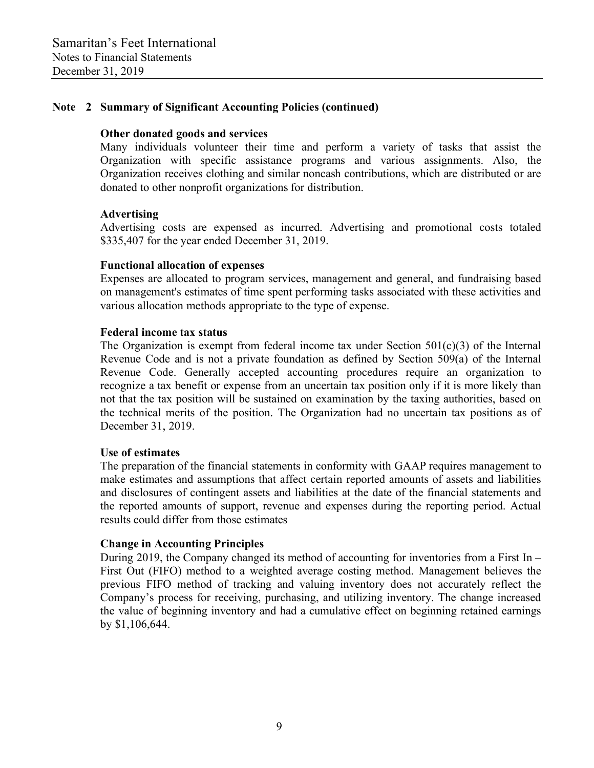Samaritan's Feet International
Notes to Financial Statements
December 31, 2019

## Note 2 Summary of Significant Accounting Policies (continued)

**Other donated goods and services**

Many individuals volunteer their time and perform a variety of tasks that assist the Organization with specific assistance programs and various assignments. Also, the Organization receives clothing and similar noncash contributions, which are distributed or are donated to other nonprofit organizations for distribution.

**Advertising**

Advertising costs are expensed as incurred. Advertising and promotional costs totaled $335,407 for the year ended December 31, 2019.

**Functional allocation of expenses**

Expenses are allocated to program services, management and general, and fundraising based on management's estimates of time spent performing tasks associated with these activities and various allocation methods appropriate to the type of expense.

**Federal income tax status**

The Organization is exempt from federal income tax under Section 501(c)(3) of the Internal Revenue Code and is not a private foundation as defined by Section 509(a) of the Internal Revenue Code. Generally accepted accounting procedures require an organization to recognize a tax benefit or expense from an uncertain tax position only if it is more likely than not that the tax position will be sustained on examination by the taxing authorities, based on the technical merits of the position. The Organization had no uncertain tax positions as of December 31, 2019.

**Use of estimates**

The preparation of the financial statements in conformity with GAAP requires management to make estimates and assumptions that affect certain reported amounts of assets and liabilities and disclosures of contingent assets and liabilities at the date of the financial statements and the reported amounts of support, revenue and expenses during the reporting period. Actual results could differ from those estimates

**Change in Accounting Principles**

During 2019, the Company changed its method of accounting for inventories from a First In – First Out (FIFO) method to a weighted average costing method. Management believes the previous FIFO method of tracking and valuing inventory does not accurately reflect the Company's process for receiving, purchasing, and utilizing inventory. The change increased the value of beginning inventory and had a cumulative effect on beginning retained earnings by $1,106,644.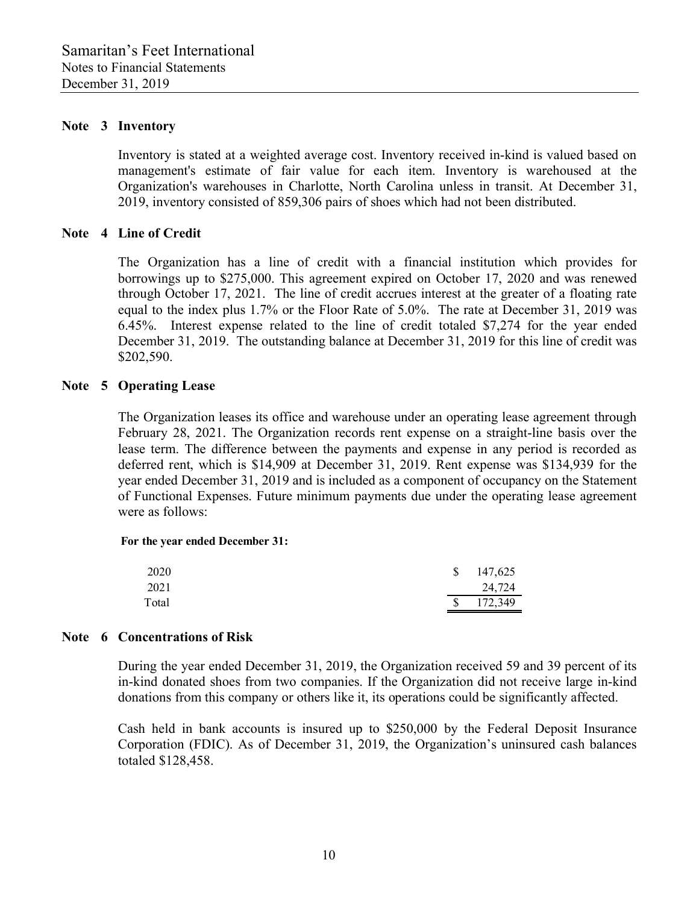## Note 3 Inventory

Inventory is stated at a weighted average cost. Inventory received in-kind is valued based on management's estimate of fair value for each item. Inventory is warehoused at the Organization's warehouses in Charlotte, North Carolina unless in transit. At December 31, 2019, inventory consisted of 859,306 pairs of shoes which had not been distributed.

## Note 4 Line of Credit

The Organization has a line of credit with a financial institution which provides for borrowings up to $275,000. This agreement expired on October 17, 2020 and was renewed through October 17, 2021. The line of credit accrues interest at the greater of a floating rate equal to the index plus 1.7% or the Floor Rate of 5.0%. The rate at December 31, 2019 was 6.45%. Interest expense related to the line of credit totaled $7,274 for the year ended December 31, 2019. The outstanding balance at December 31, 2019 for this line of credit was $202,590.

## Note 5 Operating Lease

The Organization leases its office and warehouse under an operating lease agreement through February 28, 2021. The Organization records rent expense on a straight-line basis over the lease term. The difference between the payments and expense in any period is recorded as deferred rent, which is $14,909 at December 31, 2019. Rent expense was $134,939 for the year ended December 31, 2019 and is included as a component of occupancy on the Statement of Functional Expenses. Future minimum payments due under the operating lease agreement were as follows:

**For the year ended December 31:**

| | |
|---|---|
| 2020 | $ 147,625 |
| 2021 | 24,724 |
| Total | $ 172,349 |

## Note 6 Concentrations of Risk

During the year ended December 31, 2019, the Organization received 59 and 39 percent of its in-kind donated shoes from two companies. If the Organization did not receive large in-kind donations from this company or others like it, its operations could be significantly affected.

Cash held in bank accounts is insured up to $250,000 by the Federal Deposit Insurance Corporation (FDIC). As of December 31, 2019, the Organization's uninsured cash balances totaled $128,458.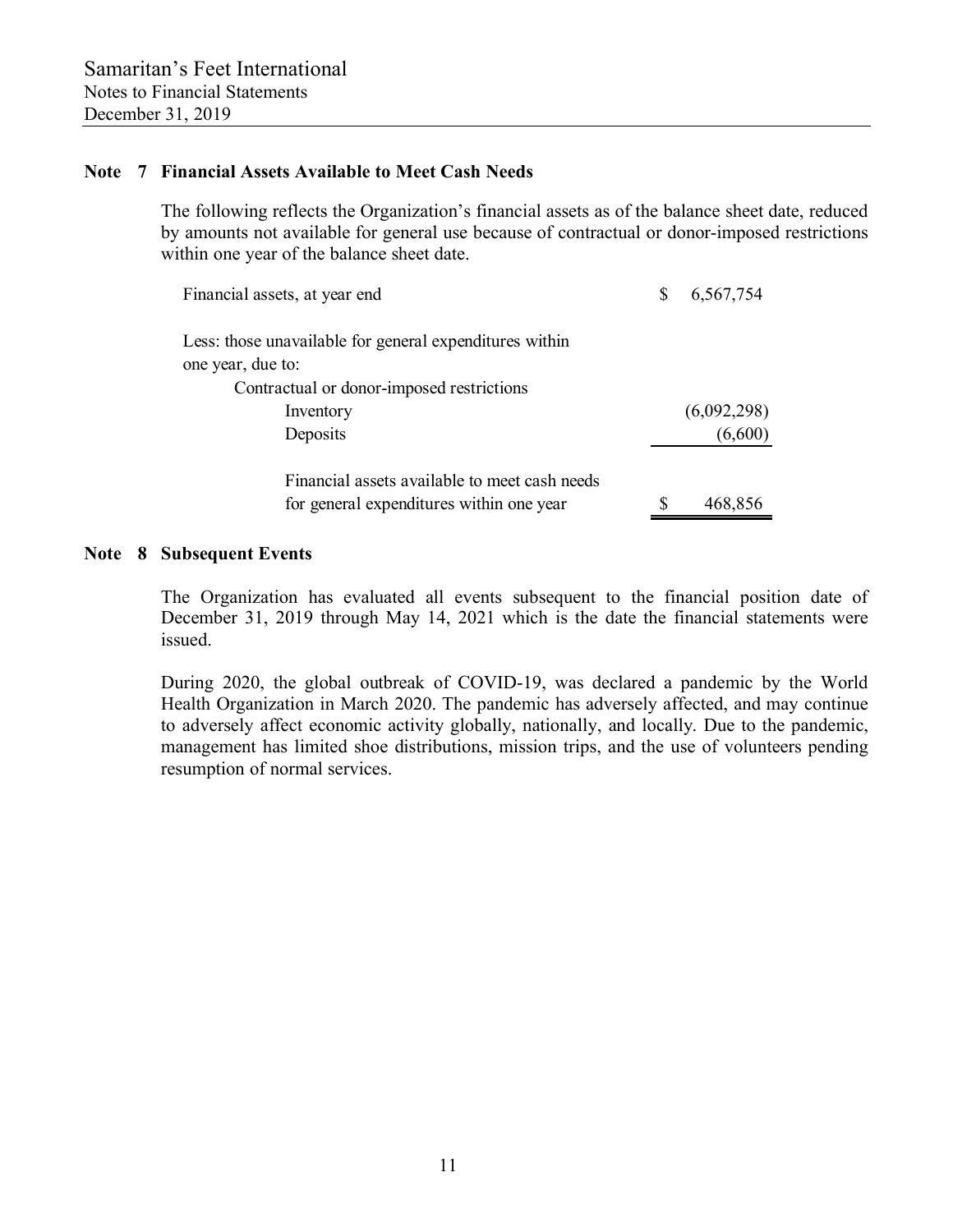Samaritan's Feet International
Notes to Financial Statements
December 31, 2019

## Note 7 Financial Assets Available to Meet Cash Needs

The following reflects the Organization's financial assets as of the balance sheet date, reduced by amounts not available for general use because of contractual or donor-imposed restrictions within one year of the balance sheet date.

| | |
|---|---|
| Financial assets, at year end | $ 6,567,754 |
| Less: those unavailable for general expenditures within one year, due to: | |
| Contractual or donor-imposed restrictions | |
| Inventory | (6,092,298) |
| Deposits | (6,600) |
| Financial assets available to meet cash needs for general expenditures within one year | $ 468,856 |

## Note 8 Subsequent Events

The Organization has evaluated all events subsequent to the financial position date of December 31, 2019 through May 14, 2021 which is the date the financial statements were issued.

During 2020, the global outbreak of COVID-19, was declared a pandemic by the World Health Organization in March 2020. The pandemic has adversely affected, and may continue to adversely affect economic activity globally, nationally, and locally. Due to the pandemic, management has limited shoe distributions, mission trips, and the use of volunteers pending resumption of normal services.